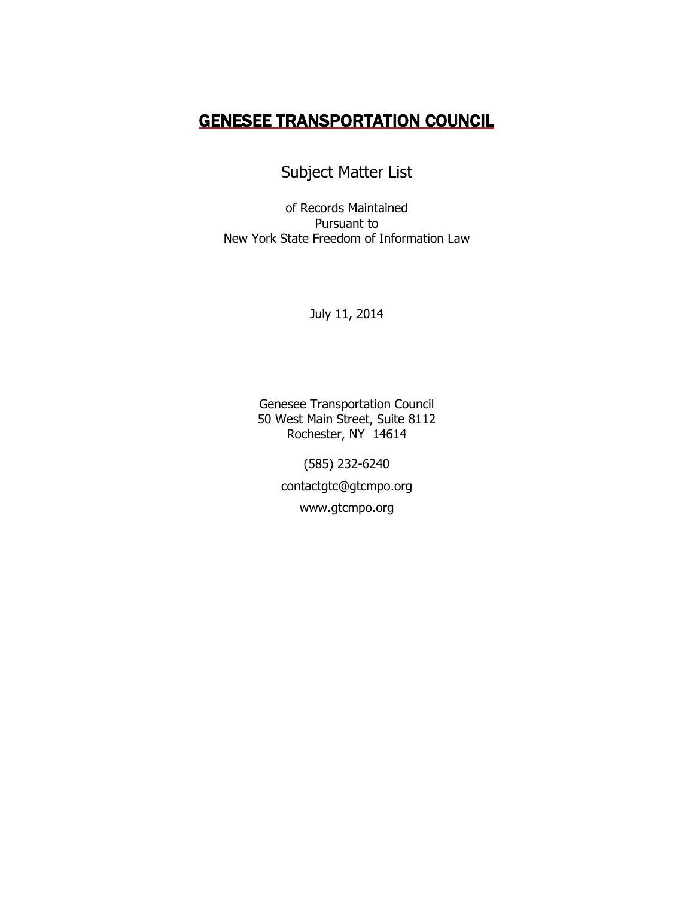# GENESEE TRANSPORTATION COUNCIL

Subject Matter List

of Records Maintained
Pursuant to
New York State Freedom of Information Law

July 11, 2014

Genesee Transportation Council
50 West Main Street, Suite 8112
Rochester, NY 14614

(585) 232-6240

contactgtc@gtcmpo.org

www.gtcmpo.org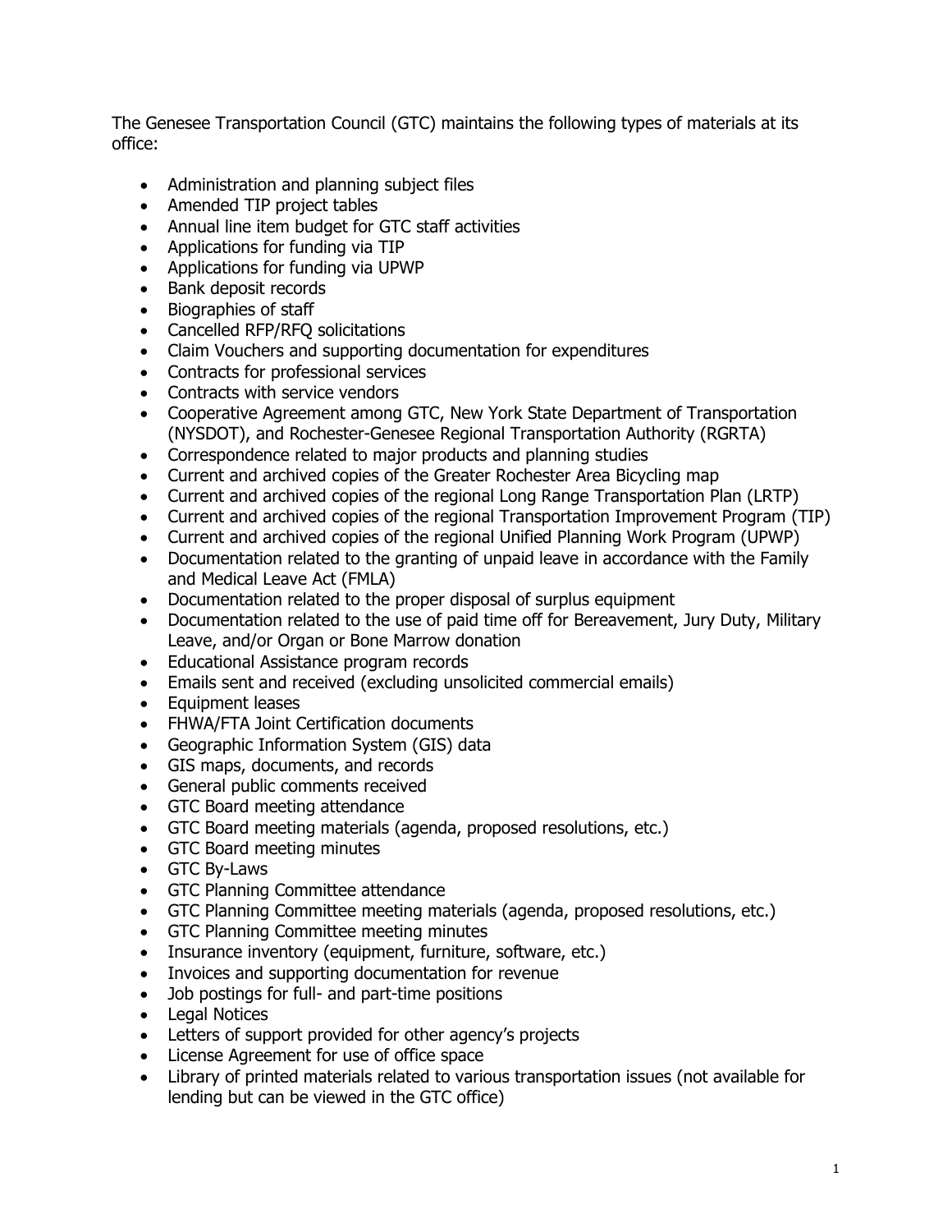The Genesee Transportation Council (GTC) maintains the following types of materials at its office:

- Administration and planning subject files
- Amended TIP project tables
- Annual line item budget for GTC staff activities
- Applications for funding via TIP
- Applications for funding via UPWP
- Bank deposit records
- Biographies of staff
- Cancelled RFP/RFQ solicitations
- Claim Vouchers and supporting documentation for expenditures
- Contracts for professional services
- Contracts with service vendors
- Cooperative Agreement among GTC, New York State Department of Transportation (NYSDOT), and Rochester-Genesee Regional Transportation Authority (RGRTA)
- Correspondence related to major products and planning studies
- Current and archived copies of the Greater Rochester Area Bicycling map
- Current and archived copies of the regional Long Range Transportation Plan (LRTP)
- Current and archived copies of the regional Transportation Improvement Program (TIP)
- Current and archived copies of the regional Unified Planning Work Program (UPWP)
- Documentation related to the granting of unpaid leave in accordance with the Family and Medical Leave Act (FMLA)
- Documentation related to the proper disposal of surplus equipment
- Documentation related to the use of paid time off for Bereavement, Jury Duty, Military Leave, and/or Organ or Bone Marrow donation
- Educational Assistance program records
- Emails sent and received (excluding unsolicited commercial emails)
- Equipment leases
- FHWA/FTA Joint Certification documents
- Geographic Information System (GIS) data
- GIS maps, documents, and records
- General public comments received
- GTC Board meeting attendance
- GTC Board meeting materials (agenda, proposed resolutions, etc.)
- GTC Board meeting minutes
- GTC By-Laws
- GTC Planning Committee attendance
- GTC Planning Committee meeting materials (agenda, proposed resolutions, etc.)
- GTC Planning Committee meeting minutes
- Insurance inventory (equipment, furniture, software, etc.)
- Invoices and supporting documentation for revenue
- Job postings for full- and part-time positions
- Legal Notices
- Letters of support provided for other agency's projects
- License Agreement for use of office space
- Library of printed materials related to various transportation issues (not available for lending but can be viewed in the GTC office)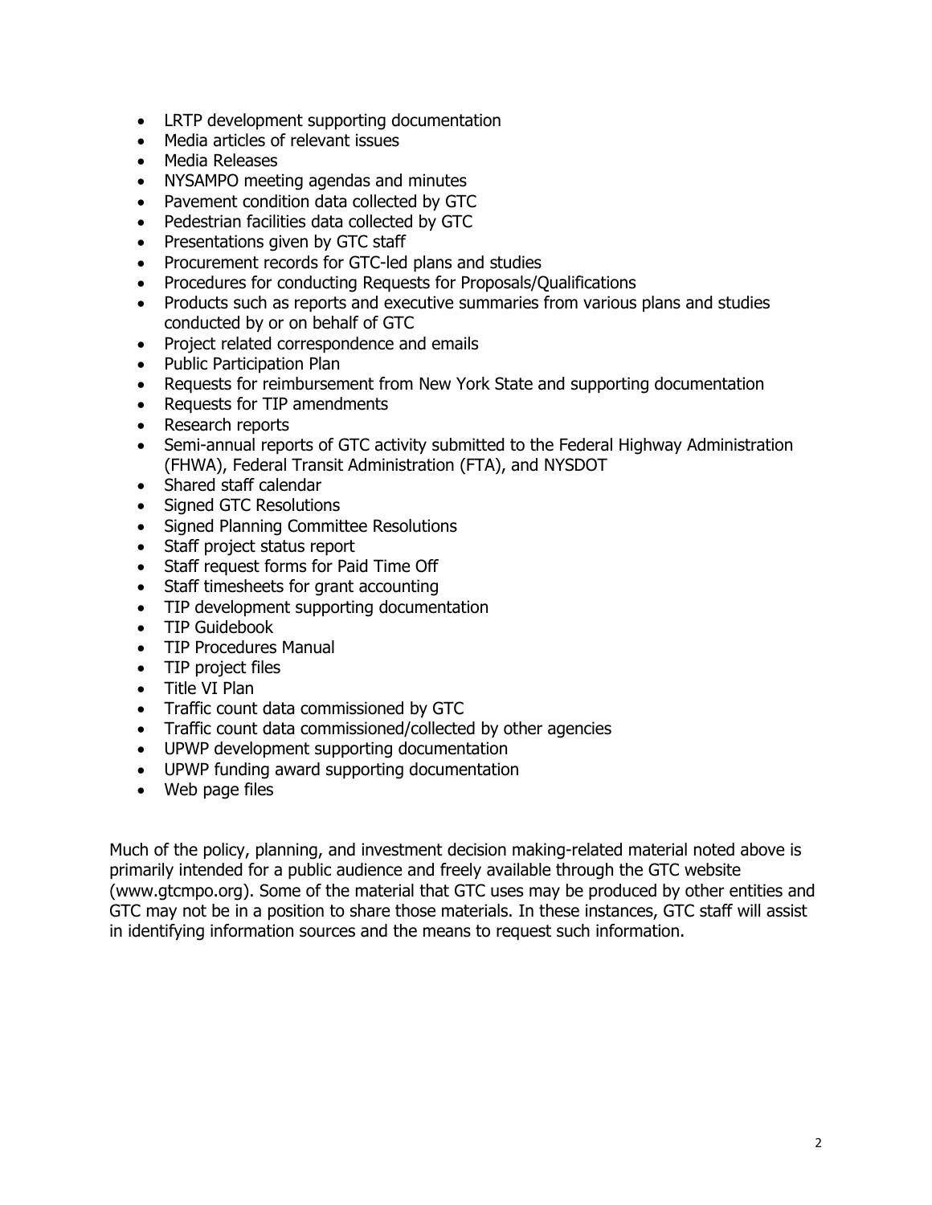- LRTP development supporting documentation
- Media articles of relevant issues
- Media Releases
- NYSAMPO meeting agendas and minutes
- Pavement condition data collected by GTC
- Pedestrian facilities data collected by GTC
- Presentations given by GTC staff
- Procurement records for GTC-led plans and studies
- Procedures for conducting Requests for Proposals/Qualifications
- Products such as reports and executive summaries from various plans and studies conducted by or on behalf of GTC
- Project related correspondence and emails
- Public Participation Plan
- Requests for reimbursement from New York State and supporting documentation
- Requests for TIP amendments
- Research reports
- Semi-annual reports of GTC activity submitted to the Federal Highway Administration (FHWA), Federal Transit Administration (FTA), and NYSDOT
- Shared staff calendar
- Signed GTC Resolutions
- Signed Planning Committee Resolutions
- Staff project status report
- Staff request forms for Paid Time Off
- Staff timesheets for grant accounting
- TIP development supporting documentation
- TIP Guidebook
- TIP Procedures Manual
- TIP project files
- Title VI Plan
- Traffic count data commissioned by GTC
- Traffic count data commissioned/collected by other agencies
- UPWP development supporting documentation
- UPWP funding award supporting documentation
- Web page files

Much of the policy, planning, and investment decision making-related material noted above is primarily intended for a public audience and freely available through the GTC website (www.gtcmpo.org). Some of the material that GTC uses may be produced by other entities and GTC may not be in a position to share those materials. In these instances, GTC staff will assist in identifying information sources and the means to request such information.